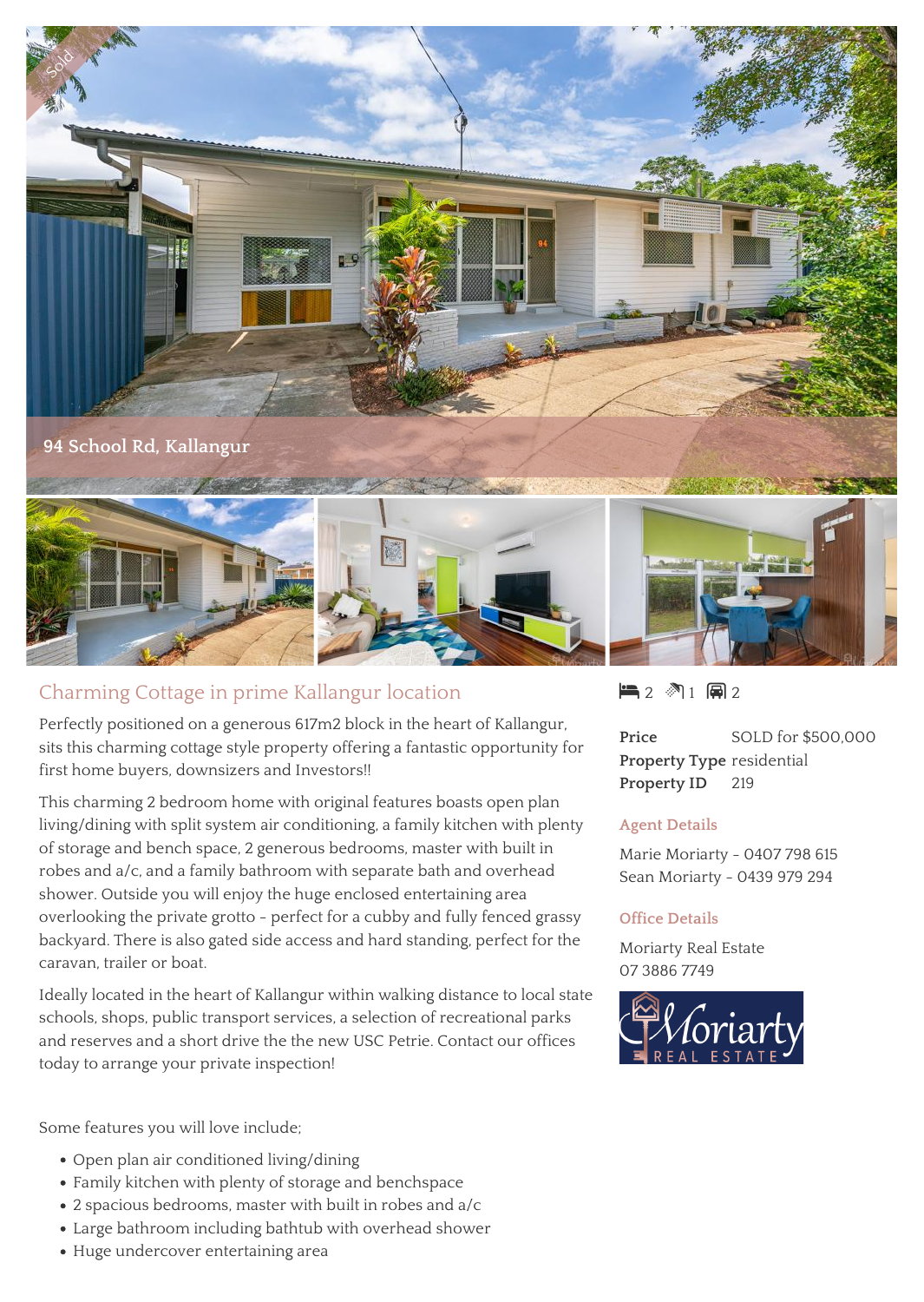Sold

94 School Rd, Kallangur

## Charming Cottage in prime Kallangur location

Perfectly positioned on a generous 617m2 block in the heart of Kallangur, sits this charming cottage style property offering a fantastic opportunity for first home buyers, downsizers and Investors!!

This charming 2 bedroom home with original features boasts open plan living/dining with split system air conditioning, a family kitchen with plenty of storage and bench space, 2 generous bedrooms, master with built in robes and a/c, and a family bathroom with separate bath and overhead shower. Outside you will enjoy the huge enclosed entertaining area overlooking the private grotto - perfect for a cubby and fully fenced grassy backyard. There is also gated side access and hard standing, perfect for the caravan, trailer or boat.

Ideally located in the heart of Kallangur within walking distance to local state schools, shops, public transport services, a selection of recreational parks and reserves and a short drive the the new USC Petrie. Contact our offices today to arrange your private inspection!

Some features you will love include;

- Open plan air conditioned living/dining
- Family kitchen with plenty of storage and benchspace
- 2 spacious bedrooms, master with built in robes and a/c
- Large bathroom including bathtub with overhead shower
- Huge undercover entertaining area

2 1 2

| | |
|---|---|
| **Price** | SOLD for $500,000 |
| **Property Type** | residential |
| **Property ID** | 219 |

### Agent Details

Marie Moriarty - 0407 798 615
Sean Moriarty - 0439 979 294

### Office Details

Moriarty Real Estate
07 3886 7749

Moriarty REAL ESTATE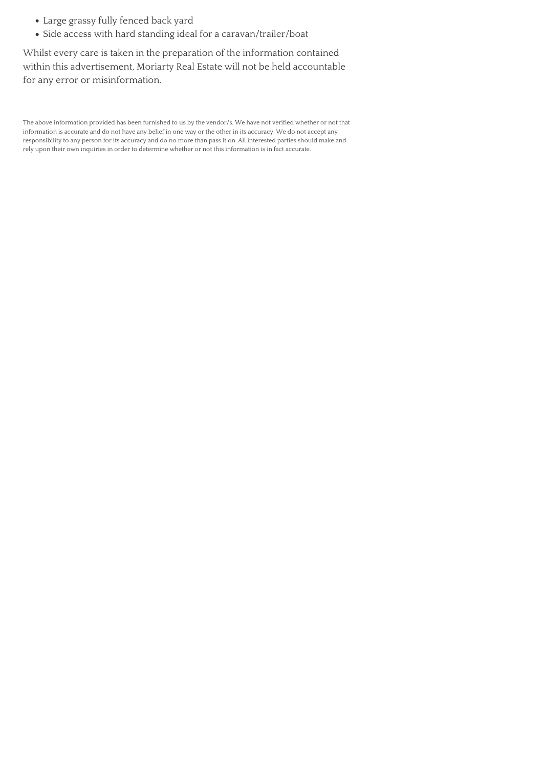- Large grassy fully fenced back yard
- Side access with hard standing ideal for a caravan/trailer/boat

Whilst every care is taken in the preparation of the information contained within this advertisement, Moriarty Real Estate will not be held accountable for any error or misinformation.

The above information provided has been furnished to us by the vendor/s. We have not verified whether or not that information is accurate and do not have any belief in one way or the other in its accuracy. We do not accept any responsibility to any person for its accuracy and do no more than pass it on. All interested parties should make and rely upon their own inquiries in order to determine whether or not this information is in fact accurate.